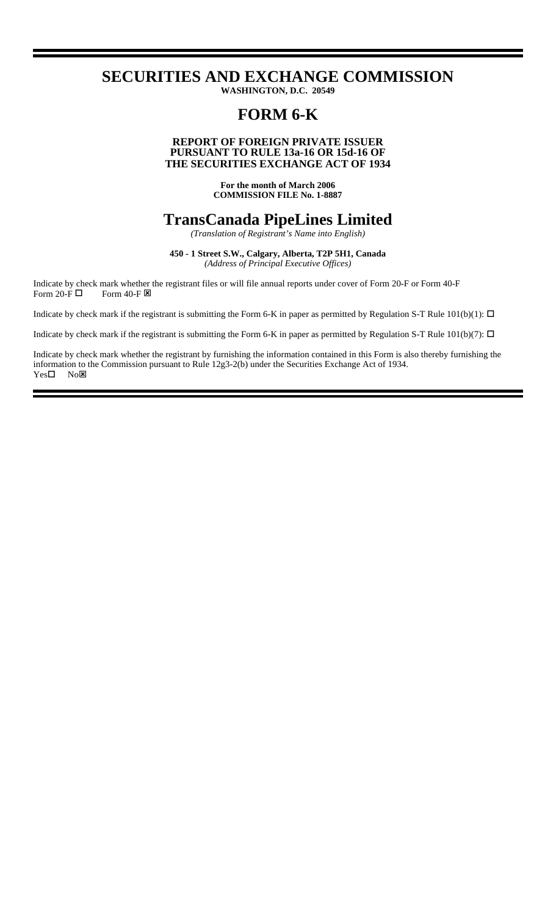# SECURITIES AND EXCHANGE COMMISSION

**WASHINGTON, D.C. 20549**

# FORM 6-K

**REPORT OF FOREIGN PRIVATE ISSUER**
**PURSUANT TO RULE 13a-16 OR 15d-16 OF**
**THE SECURITIES EXCHANGE ACT OF 1934**

**For the month of March 2006**
**COMMISSION FILE No. 1-8887**

# TransCanada PipeLines Limited

*(Translation of Registrant's Name into English)*

**450 - 1 Street S.W., Calgary, Alberta, T2P 5H1, Canada**
*(Address of Principal Executive Offices)*

Indicate by check mark whether the registrant files or will file annual reports under cover of Form 20-F or Form 40-F
Form 20-F ☐ Form 40-F ☒

Indicate by check mark if the registrant is submitting the Form 6-K in paper as permitted by Regulation S-T Rule 101(b)(1): ☐

Indicate by check mark if the registrant is submitting the Form 6-K in paper as permitted by Regulation S-T Rule 101(b)(7): ☐

Indicate by check mark whether the registrant by furnishing the information contained in this Form is also thereby furnishing the information to the Commission pursuant to Rule 12g3-2(b) under the Securities Exchange Act of 1934.
Yes☐ No☒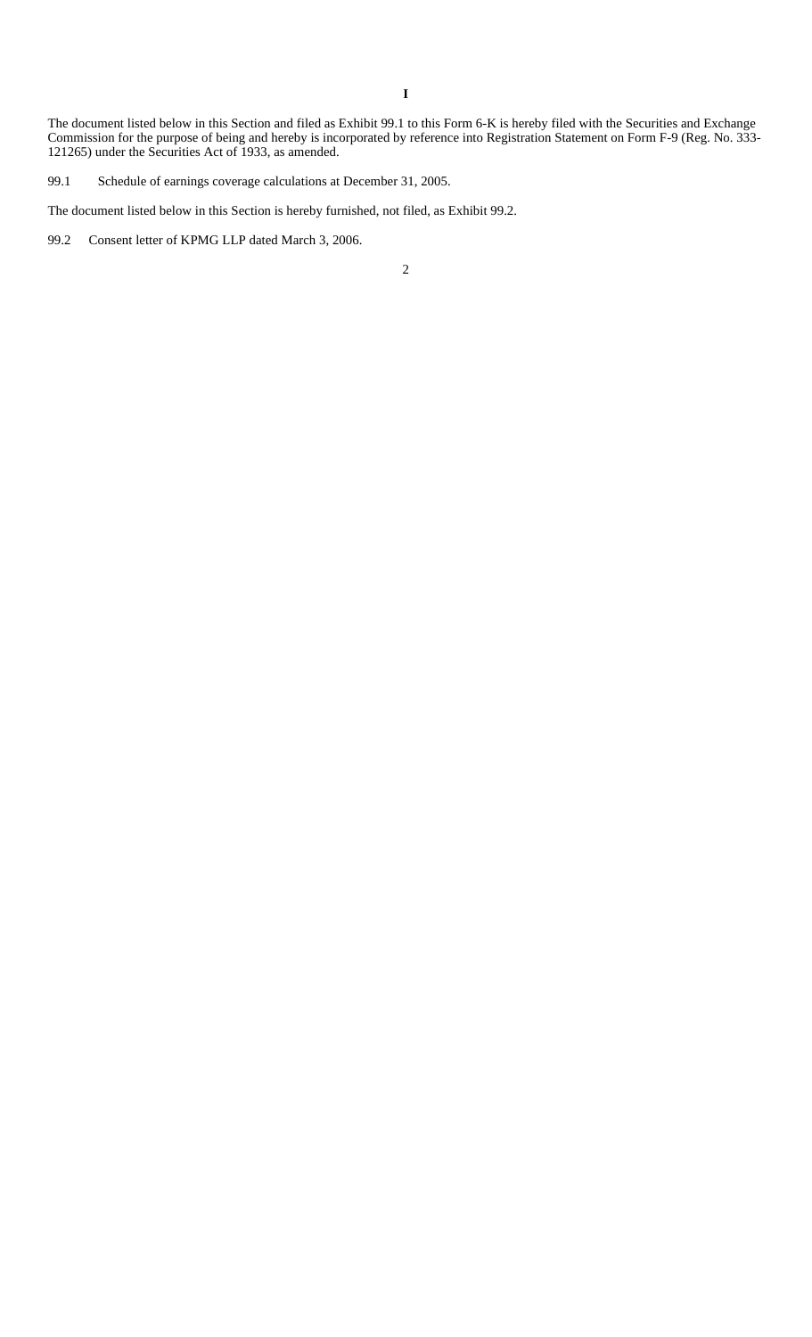**I**

The document listed below in this Section and filed as Exhibit 99.1 to this Form 6-K is hereby filed with the Securities and Exchange Commission for the purpose of being and hereby is incorporated by reference into Registration Statement on Form F-9 (Reg. No. 333-121265) under the Securities Act of 1933, as amended.

99.1 Schedule of earnings coverage calculations at December 31, 2005.

The document listed below in this Section is hereby furnished, not filed, as Exhibit 99.2.

99.2 Consent letter of KPMG LLP dated March 3, 2006.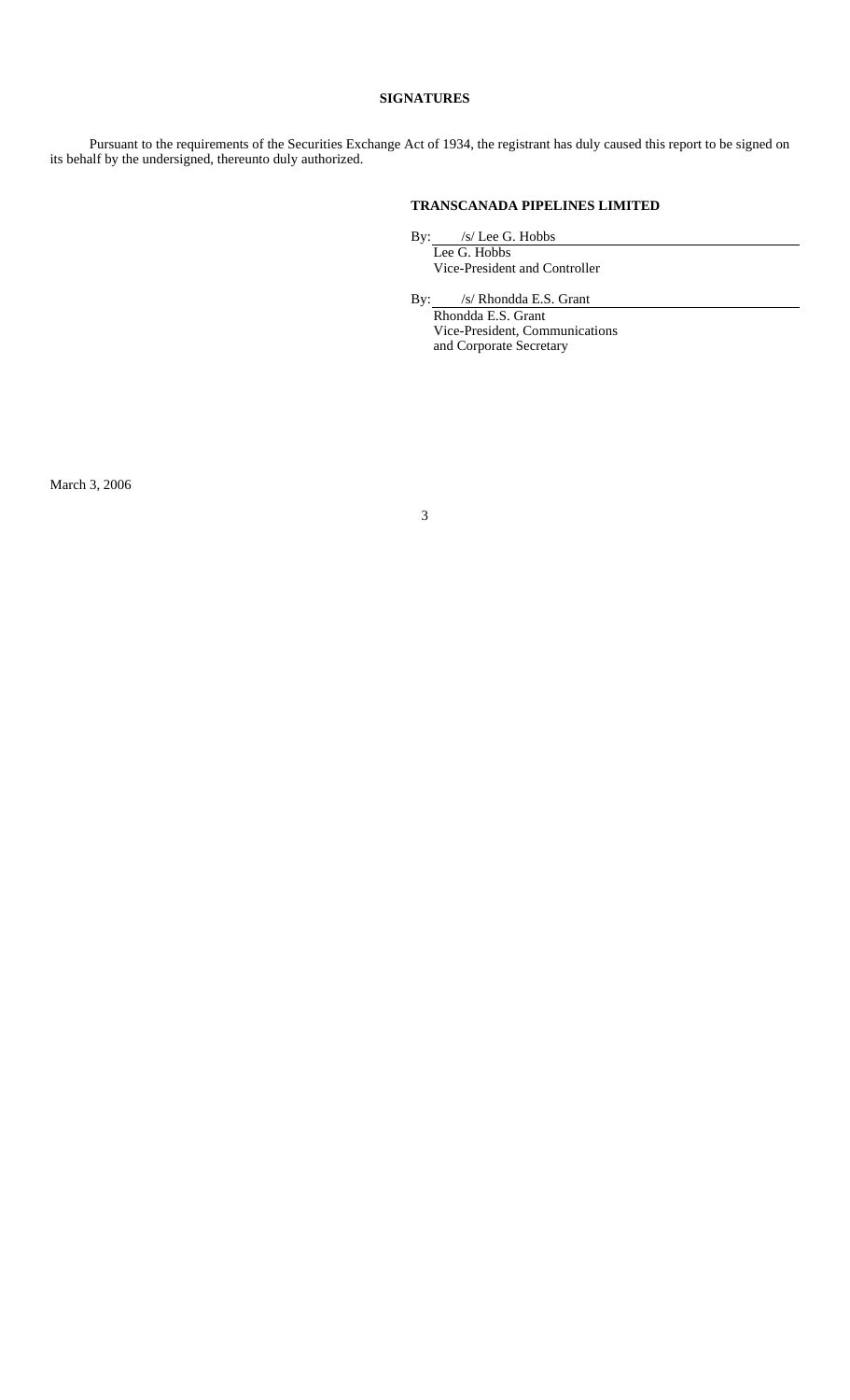## SIGNATURES

Pursuant to the requirements of the Securities Exchange Act of 1934, the registrant has duly caused this report to be signed on its behalf by the undersigned, thereunto duly authorized.

**TRANSCANADA PIPELINES LIMITED**

By: /s/ Lee G. Hobbs

Lee G. Hobbs
Vice-President and Controller

By: /s/ Rhondda E.S. Grant

Rhondda E.S. Grant
Vice-President, Communications
and Corporate Secretary

March 3, 2006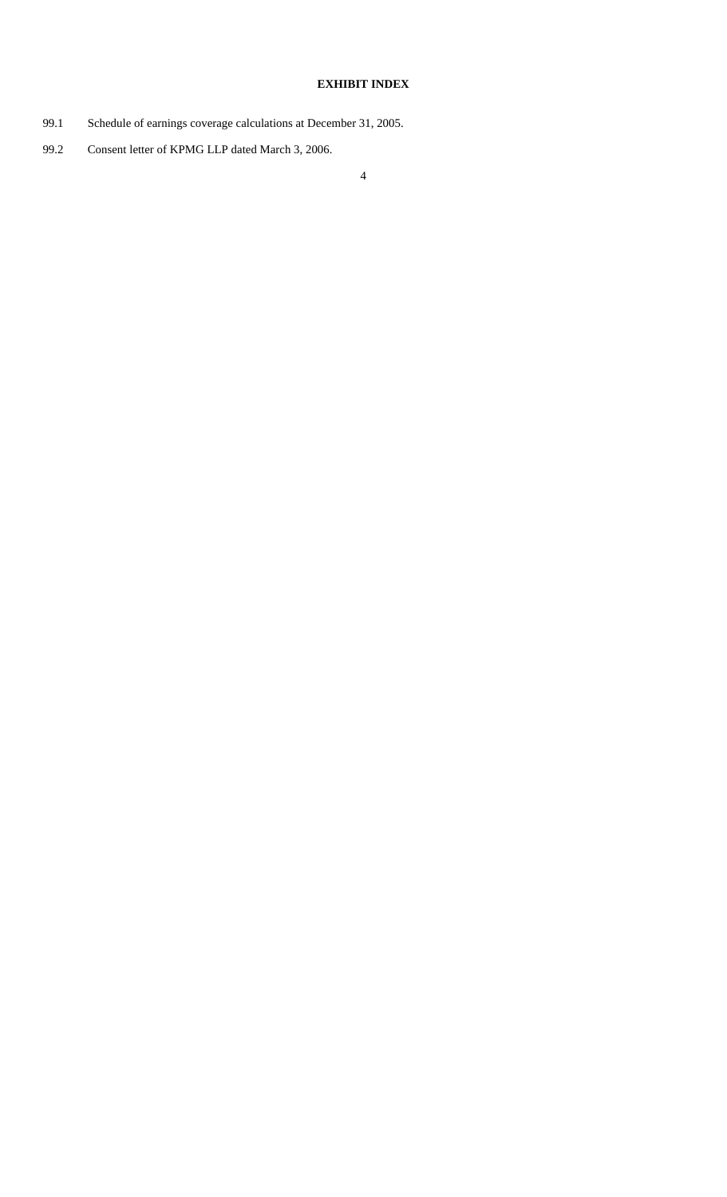**EXHIBIT INDEX**

| | |
|---|---|
| 99.1 | Schedule of earnings coverage calculations at December 31, 2005. |
| 99.2 | Consent letter of KPMG LLP dated March 3, 2006. |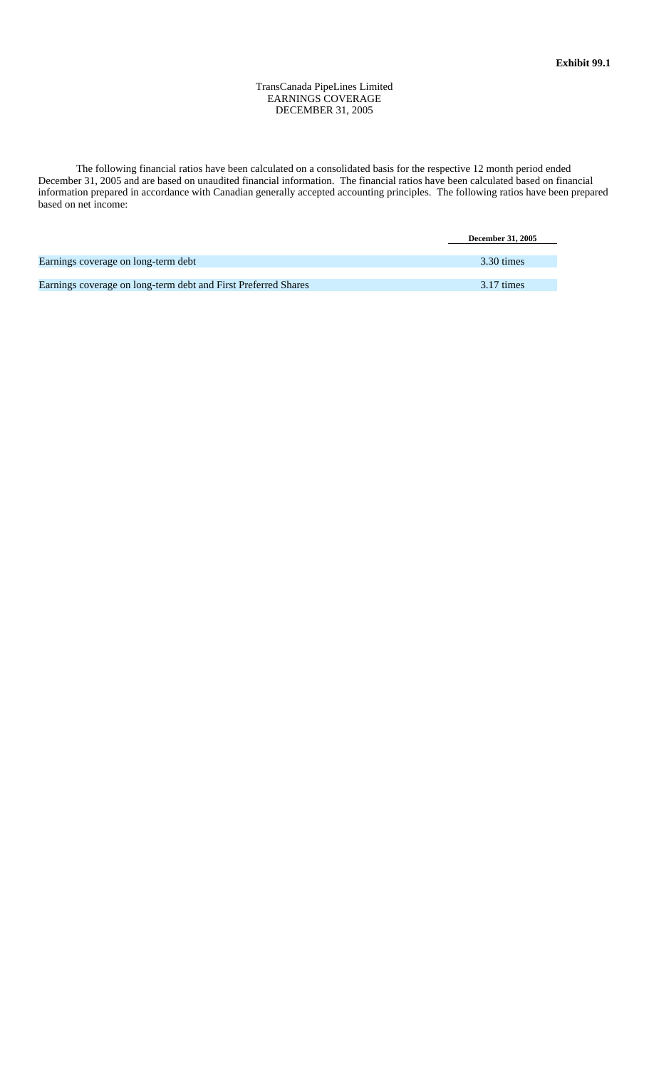**Exhibit 99.1**

TransCanada PipeLines Limited
EARNINGS COVERAGE
DECEMBER 31, 2005

The following financial ratios have been calculated on a consolidated basis for the respective 12 month period ended December 31, 2005 and are based on unaudited financial information. The financial ratios have been calculated based on financial information prepared in accordance with Canadian generally accepted accounting principles. The following ratios have been prepared based on net income:

| | **December 31, 2005** |
|---|---|
| Earnings coverage on long-term debt | 3.30 times |
| Earnings coverage on long-term debt and First Preferred Shares | 3.17 times |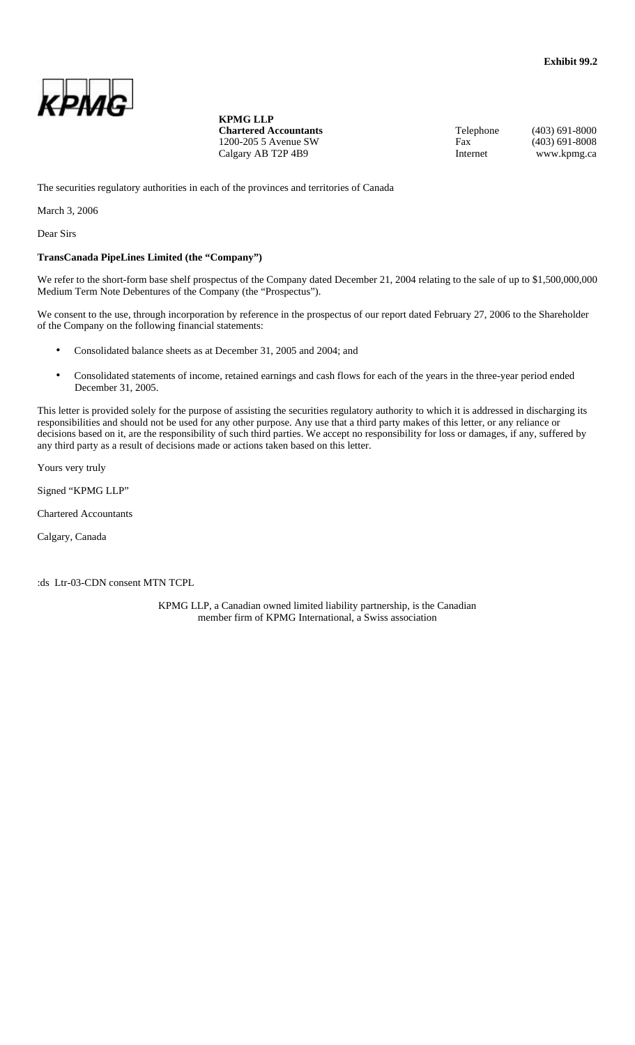Exhibit 99.2

KPMG

**KPMG LLP**
**Chartered Accountants**
1200-205 5 Avenue SW
Calgary AB T2P 4B9

| | |
|---|---|
| Telephone | (403) 691-8000 |
| Fax | (403) 691-8008 |
| Internet | www.kpmg.ca |

The securities regulatory authorities in each of the provinces and territories of Canada

March 3, 2006

Dear Sirs

**TransCanada PipeLines Limited (the "Company")**

We refer to the short-form base shelf prospectus of the Company dated December 21, 2004 relating to the sale of up to $1,500,000,000 Medium Term Note Debentures of the Company (the "Prospectus").

We consent to the use, through incorporation by reference in the prospectus of our report dated February 27, 2006 to the Shareholder of the Company on the following financial statements:

- Consolidated balance sheets as at December 31, 2005 and 2004; and
- Consolidated statements of income, retained earnings and cash flows for each of the years in the three-year period ended December 31, 2005.

This letter is provided solely for the purpose of assisting the securities regulatory authority to which it is addressed in discharging its responsibilities and should not be used for any other purpose. Any use that a third party makes of this letter, or any reliance or decisions based on it, are the responsibility of such third parties. We accept no responsibility for loss or damages, if any, suffered by any third party as a result of decisions made or actions taken based on this letter.

Yours very truly

Signed "KPMG LLP"

Chartered Accountants

Calgary, Canada

:ds Ltr-03-CDN consent MTN TCPL

KPMG LLP, a Canadian owned limited liability partnership, is the Canadian member firm of KPMG International, a Swiss association